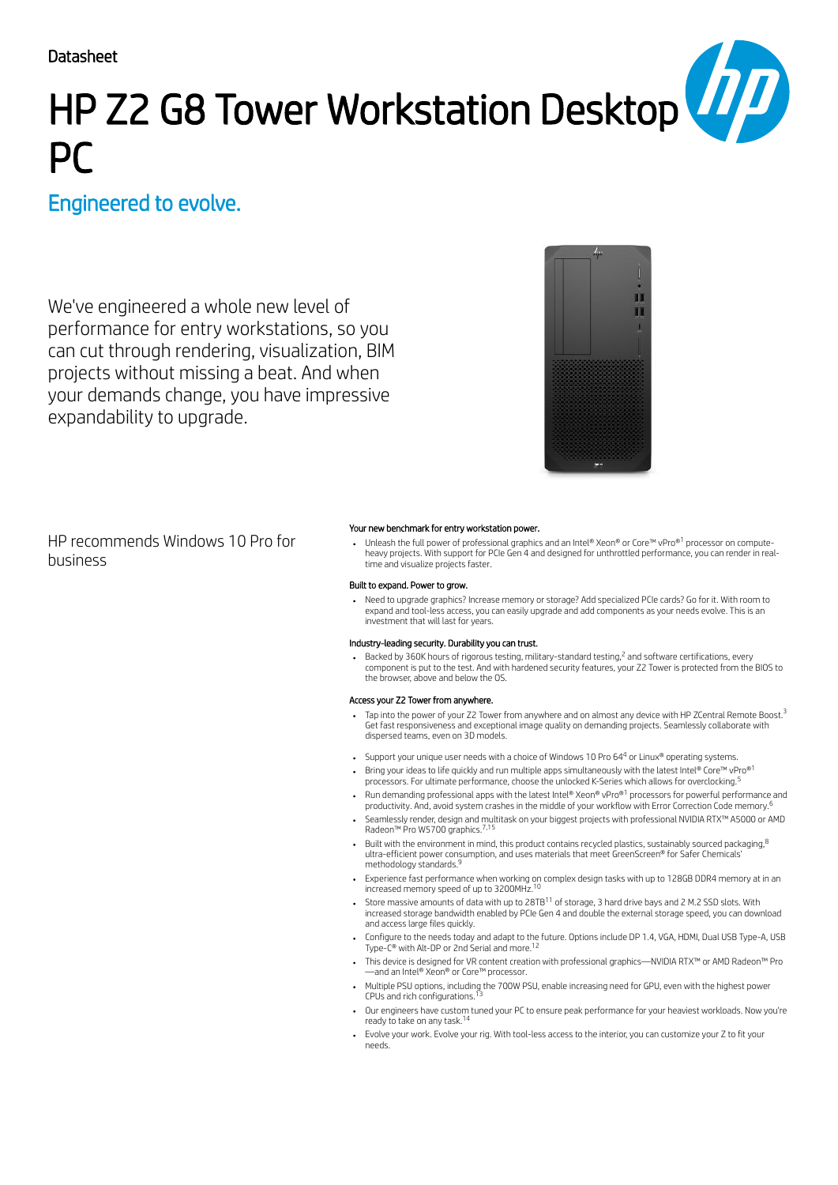Datasheet

# HP Z2 G8 Tower Workstation Desktop PC

## Engineered to evolve.

We've engineered a whole new level of performance for entry workstations, so you can cut through rendering, visualization, BIM projects without missing a beat. And when your demands change, you have impressive expandability to upgrade.

HP recommends Windows 10 Pro for business

**Your new benchmark for entry workstation power.**

- Unleash the full power of professional graphics and an Intel® Xeon® or Core™ vPro®[1] processor on compute-heavy projects. With support for PCIe Gen 4 and designed for unthrottled performance, you can render in real-time and visualize projects faster.

**Built to expand. Power to grow.**

- Need to upgrade graphics? Increase memory or storage? Add specialized PCIe cards? Go for it. With room to expand and tool-less access, you can easily upgrade and add components as your needs evolve. This is an investment that will last for years.

**Industry-leading security. Durability you can trust.**

- Backed by 360K hours of rigorous testing, military-standard testing,[2] and software certifications, every component is put to the test. And with hardened security features, your Z2 Tower is protected from the BIOS to the browser, above and below the OS.

**Access your Z2 Tower from anywhere.**

- Tap into the power of your Z2 Tower from anywhere and on almost any device with HP ZCentral Remote Boost.[3] Get fast responsiveness and exceptional image quality on demanding projects. Seamlessly collaborate with dispersed teams, even on 3D models.

- Support your unique user needs with a choice of Windows 10 Pro 64[4] or Linux® operating systems.
- Bring your ideas to life quickly and run multiple apps simultaneously with the latest Intel® Core™ vPro®[1] processors. For ultimate performance, choose the unlocked K-Series which allows for overclocking.[5]
- Run demanding professional apps with the latest Intel® Xeon® vPro®[1] processors for powerful performance and productivity. And, avoid system crashes in the middle of your workflow with Error Correction Code memory.[6]
- Seamlessly render, design and multitask on your biggest projects with professional NVIDIA RTX™ A5000 or AMD Radeon™ Pro W5700 graphics.[7,15]
- Built with the environment in mind, this product contains recycled plastics, sustainably sourced packaging,[8] ultra-efficient power consumption, and uses materials that meet GreenScreen® for Safer Chemicals' methodology standards.[9]
- Experience fast performance when working on complex design tasks with up to 128GB DDR4 memory at in an increased memory speed of up to 3200MHz.[10]
- Store massive amounts of data with up to 28TB[11] of storage, 3 hard drive bays and 2 M.2 SSD slots. With increased storage bandwidth enabled by PCIe Gen 4 and double the external storage speed, you can download and access large files quickly.
- Configure to the needs today and adapt to the future. Options include DP 1.4, VGA, HDMI, Dual USB Type-A, USB Type-C® with Alt-DP or 2nd Serial and more.[12]
- This device is designed for VR content creation with professional graphics—NVIDIA RTX™ or AMD Radeon™ Pro—and an Intel® Xeon® or Core™ processor.
- Multiple PSU options, including the 700W PSU, enable increasing need for GPU, even with the highest power CPUs and rich configurations.[13]
- Our engineers have custom tuned your PC to ensure peak performance for your heaviest workloads. Now you're ready to take on any task.[14]
- Evolve your work. Evolve your rig. With tool-less access to the interior, you can customize your Z to fit your needs.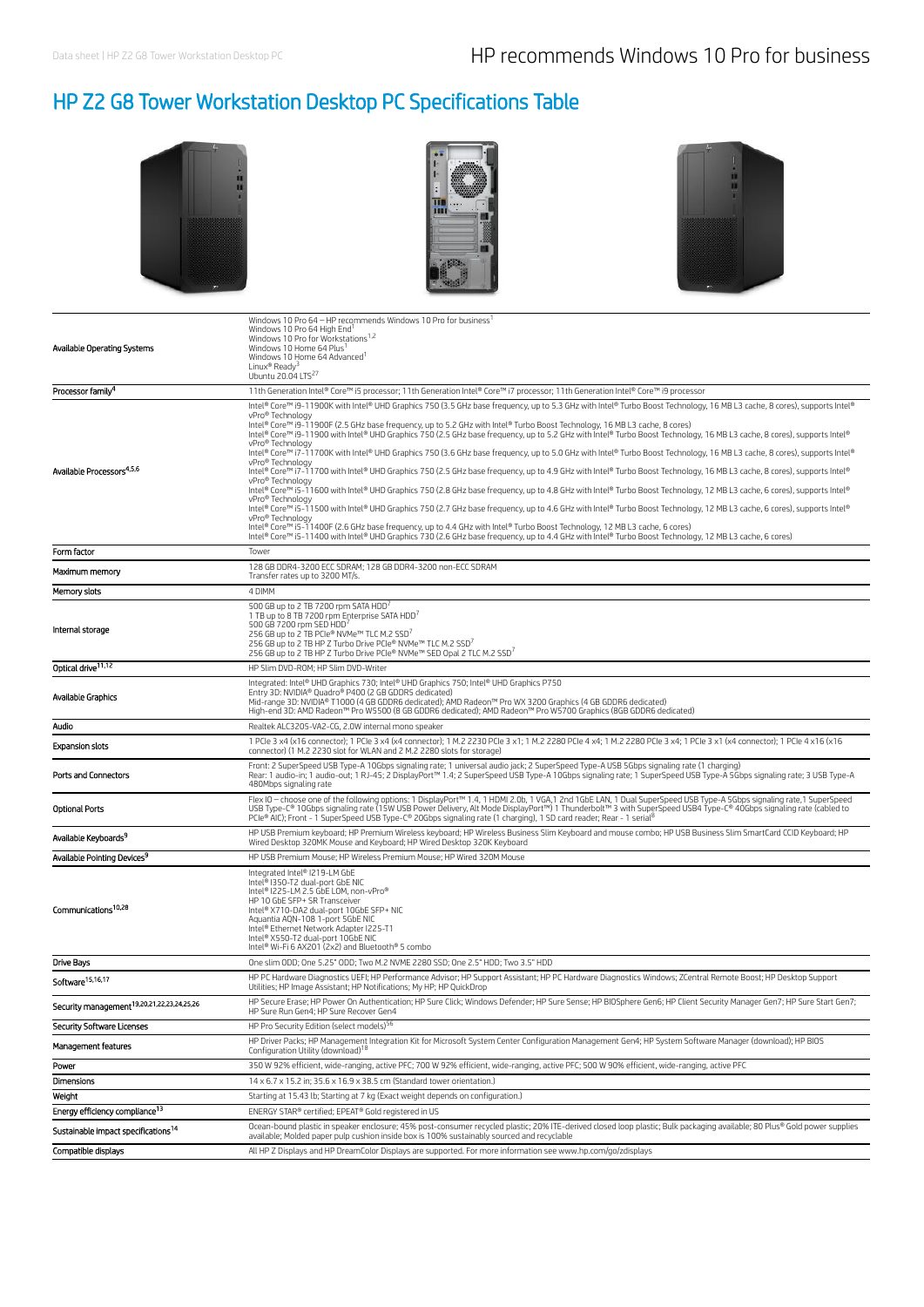# HP Z2 G8 Tower Workstation Desktop PC Specifications Table

| | |
|---|---|
| Available Operating Systems | Windows 10 Pro 64 – HP recommends Windows 10 Pro for business[1]<br>Windows 10 Pro 64 High End[1]<br>Windows 10 Pro for Workstations[1,2]<br>Windows 10 Home 64 Plus[1]<br>Windows 10 Home 64 Advanced[1]<br>Linux® Ready[3]<br>Ubuntu 20.04 LTS[27] |
| Processor family[4] | 11th Generation Intel® Core™ i5 processor; 11th Generation Intel® Core™ i7 processor; 11th Generation Intel® Core™ i9 processor |
| Available Processors[4,5,6] | Intel® Core™ i9-11900K with Intel® UHD Graphics 750 (3.5 GHz base frequency, up to 5.3 GHz with Intel® Turbo Boost Technology, 16 MB L3 cache, 8 cores), supports Intel® vPro® Technology<br>Intel® Core™ i9-11900F (2.5 GHz base frequency, up to 5.2 GHz with Intel® Turbo Boost Technology, 16 MB L3 cache, 8 cores)<br>Intel® Core™ i9-11900 with Intel® UHD Graphics 750 (2.5 GHz base frequency, up to 5.2 GHz with Intel® Turbo Boost Technology, 16 MB L3 cache, 8 cores), supports Intel® vPro® Technology<br>Intel® Core™ i7-11700K with Intel® UHD Graphics 750 (3.6 GHz base frequency, up to 5.0 GHz with Intel® Turbo Boost Technology, 16 MB L3 cache, 8 cores), supports Intel® vPro® Technology<br>Intel® Core™ i7-11700 with Intel® UHD Graphics 750 (2.5 GHz base frequency, up to 4.9 GHz with Intel® Turbo Boost Technology, 16 MB L3 cache, 8 cores), supports Intel® vPro® Technology<br>Intel® Core™ i5-11600 with Intel® UHD Graphics 750 (2.8 GHz base frequency, up to 4.8 GHz with Intel® Turbo Boost Technology, 12 MB L3 cache, 6 cores), supports Intel® vPro® Technology<br>Intel® Core™ i5-11500 with Intel® UHD Graphics 750 (2.7 GHz base frequency, up to 4.6 GHz with Intel® Turbo Boost Technology, 12 MB L3 cache, 6 cores), supports Intel® vPro® Technology<br>Intel® Core™ i5-11400F (2.6 GHz base frequency, up to 4.4 GHz with Intel® Turbo Boost Technology, 12 MB L3 cache, 6 cores)<br>Intel® Core™ i5-11400 with Intel® UHD Graphics 730 (2.6 GHz base frequency, up to 4.4 GHz with Intel® Turbo Boost Technology, 12 MB L3 cache, 6 cores) |
| Form factor | Tower |
| Maximum memory | 128 GB DDR4-3200 ECC SDRAM; 128 GB DDR4-3200 non-ECC SDRAM<br>Transfer rates up to 3200 MT/s. |
| Memory slots | 4 DIMM |
| Internal storage | 500 GB up to 2 TB 7200 rpm SATA HDD[7]<br>1 TB up to 8 TB 7200 rpm Enterprise SATA HDD[7]<br>500 GB 7200 rpm SED HDD[7]<br>256 GB up to 2 TB PCIe® NVMe™ TLC M.2 SSD[7]<br>256 GB up to 2 TB HP Z Turbo Drive PCIe® NVMe™ TLC M.2 SSD[7]<br>256 GB up to 2 TB HP Z Turbo Drive PCIe® NVMe™ SED Opal 2 TLC M.2 SSD[7] |
| Optical drive[11,12] | HP Slim DVD-ROM; HP Slim DVD-Writer |
| Available Graphics | Integrated: Intel® UHD Graphics 730; Intel® UHD Graphics 750; Intel® UHD Graphics P750<br>Entry 3D: NVIDIA® Quadro® P400 (2 GB GDDR5 dedicated)<br>Mid-range 3D: NVIDIA® T1000 (4 GB GDDR6 dedicated); AMD Radeon™ Pro WX 3200 Graphics (4 GB GDDR6 dedicated)<br>High-end 3D: AMD Radeon™ Pro W5500 (8 GB GDDR6 dedicated); AMD Radeon™ Pro W5700 Graphics (8GB GDDR6 dedicated) |
| Audio | Realtek ALC3205-VA2-CG, 2.0W internal mono speaker |
| Expansion slots | 1 PCIe 3 x4 (x16 connector); 1 PCIe 3 x4 (x4 connector); 1 M.2 2230 PCIe 3 x1; 1 M.2 2280 PCIe 4 x4; 1 M.2 2280 PCIe 3 x4; 1 PCIe 3 x1 (x4 connector); 1 PCIe 4 x16 (x16 connector) (1 M.2 2230 slot for WLAN and 2 M.2 2280 slots for storage) |
| Ports and Connectors | Front: 2 SuperSpeed USB Type-A 10Gbps signaling rate; 1 universal audio jack; 2 SuperSpeed USB Type-A USB 5Gbps signaling rate (1 charging)<br>Rear: 1 audio-in; 1 audio-out; 1 RJ-45; 2 DisplayPort™ 1.4; 2 SuperSpeed USB Type-A 10Gbps signaling rate; 1 SuperSpeed USB Type-A 5Gbps signaling rate; 3 USB Type-A 480Mbps signaling rate |
| Optional Ports | Flex IO – choose one of the following options: 1 DisplayPort™ 1.4, 1 HDMI 2.0b, 1 VGA,1 2nd 1GbE LAN, 1 Dual SuperSpeed USB Type-A 5Gbps signaling rate,1 SuperSpeed USB Type-C® 10Gbps signaling rate (15W USB Power Delivery, Alt Mode DisplayPort™) 1 Thunderbolt™ 3 with SuperSpeed USB4 Type-C® 40Gbps signaling rate (cabled to PCIe® AIC); Front - 1 SuperSpeed USB Type-C® 20Gbps signaling rate (1 charging), 1 SD card reader; Rear - 1 serial[8] |
| Available Keyboards[9] | HP USB Premium keyboard; HP Premium Wireless keyboard; HP Wireless Business Slim Keyboard and mouse combo; HP USB Business Slim SmartCard CCID Keyboard; HP Wired Desktop 320MK Mouse and Keyboard; HP Wired Desktop 320K Keyboard |
| Available Pointing Devices[9] | HP USB Premium Mouse; HP Wireless Premium Mouse; HP Wired 320M Mouse |
| Communications[10,28] | Integrated Intel® I219-LM GbE<br>Intel® I350-T2 dual-port GbE NIC<br>Intel® I225-LM 2.5 GbE LOM, non-vPro®<br>HP 10 GbE SFP+ SR Transceiver<br>Intel® X710-DA2 dual-port 10GbE SFP+ NIC<br>Aquantia AQN-108 1-port 5GbE NIC<br>Intel® Ethernet Network Adapter I225-T1<br>Intel® X550-T2 dual-port 10GbE NIC<br>Intel® Wi-Fi 6 AX201 (2x2) and Bluetooth® 5 combo |
| Drive Bays | One slim ODD; One 5.25" ODD; Two M.2 NVME 2280 SSD; One 2.5" HDD; Two 3.5" HDD |
| Software[15,16,17] | HP PC Hardware Diagnostics UEFI; HP Performance Advisor; HP Support Assistant; HP PC Hardware Diagnostics Windows; ZCentral Remote Boost; HP Desktop Support Utilities; HP Image Assistant; HP Notifications; My HP; HP QuickDrop |
| Security management[19,20,21,22,23,24,25,26] | HP Secure Erase; HP Power On Authentication; HP Sure Click; Windows Defender; HP Sure Sense; HP BIOSphere Gen6; HP Client Security Manager Gen7; HP Sure Start Gen7; HP Sure Run Gen4; HP Sure Recover Gen4 |
| Security Software Licenses | HP Pro Security Edition (select models)[56] |
| Management features | HP Driver Packs; HP Management Integration Kit for Microsoft System Center Configuration Management Gen4; HP System Software Manager (download); HP BIOS Configuration Utility (download)[18] |
| Power | 350 W 92% efficient, wide-ranging, active PFC; 700 W 92% efficient, wide-ranging, active PFC; 500 W 90% efficient, wide-ranging, active PFC |
| Dimensions | 14 x 6.7 x 15.2 in; 35.6 x 16.9 x 38.5 cm (Standard tower orientation.) |
| Weight | Starting at 15.43 lb; Starting at 7 kg (Exact weight depends on configuration.) |
| Energy efficiency compliance[13] | ENERGY STAR® certified; EPEAT® Gold registered in US |
| Sustainable impact specifications[14] | Ocean-bound plastic in speaker enclosure; 45% post-consumer recycled plastic; 20% ITE-derived closed loop plastic; Bulk packaging available; 80 Plus® Gold power supplies available; Molded paper pulp cushion inside box is 100% sustainably sourced and recyclable |
| Compatible displays | All HP Z Displays and HP DreamColor Displays are supported. For more information see www.hp.com/go/zdisplays |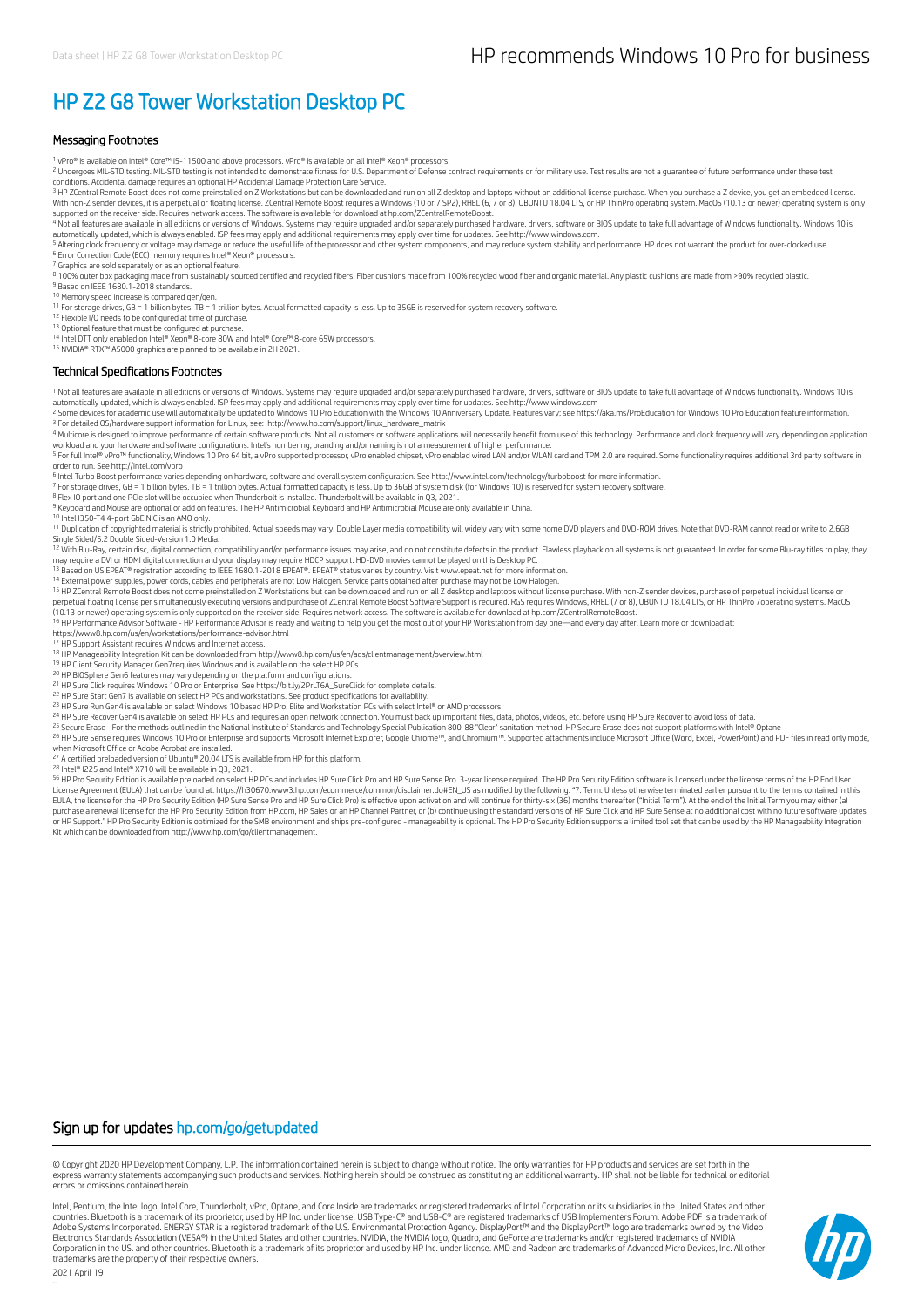HP recommends Windows 10 Pro for business

# HP Z2 G8 Tower Workstation Desktop PC

## Messaging Footnotes

[1] vPro® is available on Intel® Core™ i5-11500 and above processors. vPro® is available on all Intel® Xeon® processors.
[2] Undergoes MIL-STD testing. MIL-STD testing is not intended to demonstrate fitness for U.S. Department of Defense contract requirements or for military use. Test results are not a guarantee of future performance under these test conditions. Accidental damage requires an optional HP Accidental Damage Protection Care Service.
[3] HP ZCentral Remote Boost does not come preinstalled on Z Workstations but can be downloaded and run on all Z desktop and laptops without an additional license purchase. When you purchase a Z device, you get an embedded license. With non-Z sender devices, it is a perpetual or floating license. ZCentral Remote Boost requires a Windows (10 or 7 SP2), RHEL (6, 7 or 8), UBUNTU 18.04 LTS, or HP ThinPro operating system. MacOS (10.13 or newer) operating system is only supported on the receiver side. Requires network access. The software is available for download at hp.com/ZCentralRemoteBoost.
[4] Not all features are available in all editions or versions of Windows. Systems may require upgraded and/or separately purchased hardware, drivers, software or BIOS update to take full advantage of Windows functionality. Windows 10 is automatically updated, which is always enabled. ISP fees may apply and additional requirements may apply over time for updates. See http://www.windows.com.
[5] Altering clock frequency or voltage may damage or reduce the useful life of the processor and other system components, and may reduce system stability and performance. HP does not warrant the product for over-clocked use.
[6] Error Correction Code (ECC) memory requires Intel® Xeon® processors.
[7] Graphics are sold separately or as an optional feature.
[8] 100% outer box packaging made from sustainably sourced certified and recycled fibers. Fiber cushions made from 100% recycled wood fiber and organic material. Any plastic cushions are made from >90% recycled plastic.
[9] Based on IEEE 1680.1-2018 standards.
[10] Memory speed increase is compared gen/gen.
[11] For storage drives, GB = 1 billion bytes. TB = 1 trillion bytes. Actual formatted capacity is less. Up to 35GB is reserved for system recovery software.
[12] Flexible I/O needs to be configured at time of purchase.
[13] Optional feature that must be configured at purchase.
[14] Intel DTT only enabled on Intel® Xeon® 8-core 80W and Intel® Core™ 8-core 65W processors.
[15] NVIDIA® RTX™ A5000 graphics are planned to be available in 2H 2021.

## Technical Specifications Footnotes

[1] Not all features are available in all editions or versions of Windows. Systems may require upgraded and/or separately purchased hardware, drivers, software or BIOS update to take full advantage of Windows functionality. Windows 10 is automatically updated, which is always enabled. ISP fees may apply and additional requirements may apply over time for updates. See http://www.windows.com
[2] Some devices for academic use will automatically be updated to Windows 10 Pro Education with the Windows 10 Anniversary Update. Features vary; see https://aka.ms/ProEducation for Windows 10 Pro Education feature information.
[3] For detailed OS/hardware support information for Linux, see: http://www.hp.com/support/linux_hardware_matrix
[4] Multicore is designed to improve performance of certain software products. Not all customers or software applications will necessarily benefit from use of this technology. Performance and clock frequency will vary depending on application workload and your hardware and software configurations. Intel's numbering, branding and/or naming is not a measurement of higher performance.
[5] For full Intel® vPro™ functionality, Windows 10 Pro 64 bit, a vPro supported processor, vPro enabled chipset, vPro enabled wired LAN and/or WLAN card and TPM 2.0 are required. Some functionality requires additional 3rd party software in order to run. See http://intel.com/vpro
[6] Intel Turbo Boost performance varies depending on hardware, software and overall system configuration. See http://www.intel.com/technology/turboboost for more information.
[7] For storage drives, GB = 1 billion bytes. TB = 1 trillion bytes. Actual formatted capacity is less. Up to 36GB of system disk (for Windows 10) is reserved for system recovery software.
[8] Flex IO port and one PCIe slot will be occupied when Thunderbolt is installed. Thunderbolt will be available in Q3, 2021.
[9] Keyboard and Mouse are optional or add on features. The HP Antimicrobial Keyboard and HP Antimicrobial Mouse are only available in China.
[10] Intel I350-T4 4-port GbE NIC is an AMO only.
[11] Duplication of copyrighted material is strictly prohibited. Actual speeds may vary. Double Layer media compatibility will widely vary with some home DVD players and DVD-ROM drives. Note that DVD-RAM cannot read or write to 2.6GB Single Sided/5.2 Double Sided-Version 1.0 Media.
[12] With Blu-Ray, certain disc, digital connection, compatibility and/or performance issues may arise, and do not constitute defects in the product. Flawless playback on all systems is not guaranteed. In order for some Blu-ray titles to play, they may require a DVI or HDMI digital connection and your display may require HDCP support. HD-DVD movies cannot be played on this Desktop PC.
[13] Based on US EPEAT® registration according to IEEE 1680.1-2018 EPEAT®. EPEAT® status varies by country. Visit www.epeat.net for more information.
[14] External power supplies, power cords, cables and peripherals are not Low Halogen. Service parts obtained after purchase may not be Low Halogen.
[15] HP ZCentral Remote Boost does not come preinstalled on Z Workstations but can be downloaded and run on all Z desktop and laptops without license purchase. With non-Z sender devices, purchase of perpetual individual license or perpetual floating license per simultaneously executing versions and purchase of ZCentral Remote Boost Software Support is required. RGS requires Windows, RHEL (7 or 8), UBUNTU 18.04 LTS, or HP ThinPro 7operating systems. MacOS (10.13 or newer) operating system is only supported on the receiver side. Requires network access. The software is available for download at hp.com/ZCentralRemoteBoost.
[16] HP Performance Advisor Software - HP Performance Advisor is ready and waiting to help you get the most out of your HP Workstation from day one—and every day after. Learn more or download at: https://www8.hp.com/us/en/workstations/performance-advisor.html
[17] HP Support Assistant requires Windows and Internet access.
[18] HP Manageability Integration Kit can be downloaded from http://www8.hp.com/us/en/ads/clientmanagement/overview.html
[19] HP Client Security Manager Gen7requires Windows and is available on the select HP PCs.
[20] HP BIOSphere Gen6 features may vary depending on the platform and configurations.
[21] HP Sure Click requires Windows 10 Pro or Enterprise. See https://bit.ly/2PrLT6A_SureClick for complete details.
[22] HP Sure Start Gen7 is available on select HP PCs and workstations. See product specifications for availability.
[23] HP Sure Run Gen4 is available on select Windows 10 based HP Pro, Elite and Workstation PCs with select Intel® or AMD processors
[24] HP Sure Recover Gen4 is available on select HP PCs and requires an open network connection. You must back up important files, data, photos, videos, etc. before using HP Sure Recover to avoid loss of data.
[25] Secure Erase - For the methods outlined in the National Institute of Standards and Technology Special Publication 800-88 "Clear" sanitation method. HP Secure Erase does not support platforms with Intel® Optane
[26] HP Sure Sense requires Windows 10 Pro or Enterprise and supports Microsoft Internet Explorer, Google Chrome™, and Chromium™. Supported attachments include Microsoft Office (Word, Excel, PowerPoint) and PDF files in read only mode, when Microsoft Office or Adobe Acrobat are installed.
[27] A certified preloaded version of Ubuntu® 20.04 LTS is available from HP for this platform.
[28] Intel® I225 and Intel® X710 will be available in Q3, 2021.
[56] HP Pro Security Edition is available preloaded on select HP PCs and includes HP Sure Click Pro and HP Sure Sense Pro. 3-year license required. The HP Pro Security Edition software is licensed under the license terms of the HP End User License Agreement (EULA) that can be found at: https://h30670.www3.hp.com/ecommerce/common/disclaimer.do#EN_US as modified by the following: "7. Term. Unless otherwise terminated earlier pursuant to the terms contained in this EULA, the license for the HP Pro Security Edition (HP Sure Sense Pro and HP Sure Click Pro) is effective upon activation and will continue for thirty-six (36) months thereafter ("Initial Term"). At the end of the Initial Term you may either (a) purchase a renewal license for the HP Pro Security Edition from HP.com, HP Sales or an HP Channel Partner, or (b) continue using the standard versions of HP Sure Click and HP Sure Sense at no additional cost with no future software updates or HP Support." HP Pro Security Edition is optimized for the SMB environment and ships pre-configured - manageability is optional. The HP Pro Security Edition supports a limited tool set that can be used by the HP Manageability Integration Kit which can be downloaded from http://www.hp.com/go/clientmanagement.

## Sign up for updates hp.com/go/getupdated

© Copyright 2020 HP Development Company, L.P. The information contained herein is subject to change without notice. The only warranties for HP products and services are set forth in the express warranty statements accompanying such products and services. Nothing herein should be construed as constituting an additional warranty. HP shall not be liable for technical or editorial errors or omissions contained herein.

Intel, Pentium, the Intel logo, Intel Core, Thunderbolt, vPro, Optane, and Core Inside are trademarks or registered trademarks of Intel Corporation or its subsidiaries in the United States and other countries. Bluetooth is a trademark of its proprietor, used by HP Inc. under license. USB Type-C® and USB-C® are registered trademarks of USB Implementers Forum. Adobe PDF is a trademark of Adobe Systems Incorporated. ENERGY STAR is a registered trademark of the U.S. Environmental Protection Agency. DisplayPort™ and the DisplayPort™ logo are trademarks owned by the Video Electronics Standards Association (VESA®) in the United States and other countries. NVIDIA, the NVIDIA logo, Quadro, and GeForce are trademarks and/or registered trademarks of NVIDIA Corporation in the US. and other countries. Bluetooth is a trademark of its proprietor and used by HP Inc. under license. AMD and Radeon are trademarks of Advanced Micro Devices, Inc. All other trademarks are the property of their respective owners.

2021 April 19